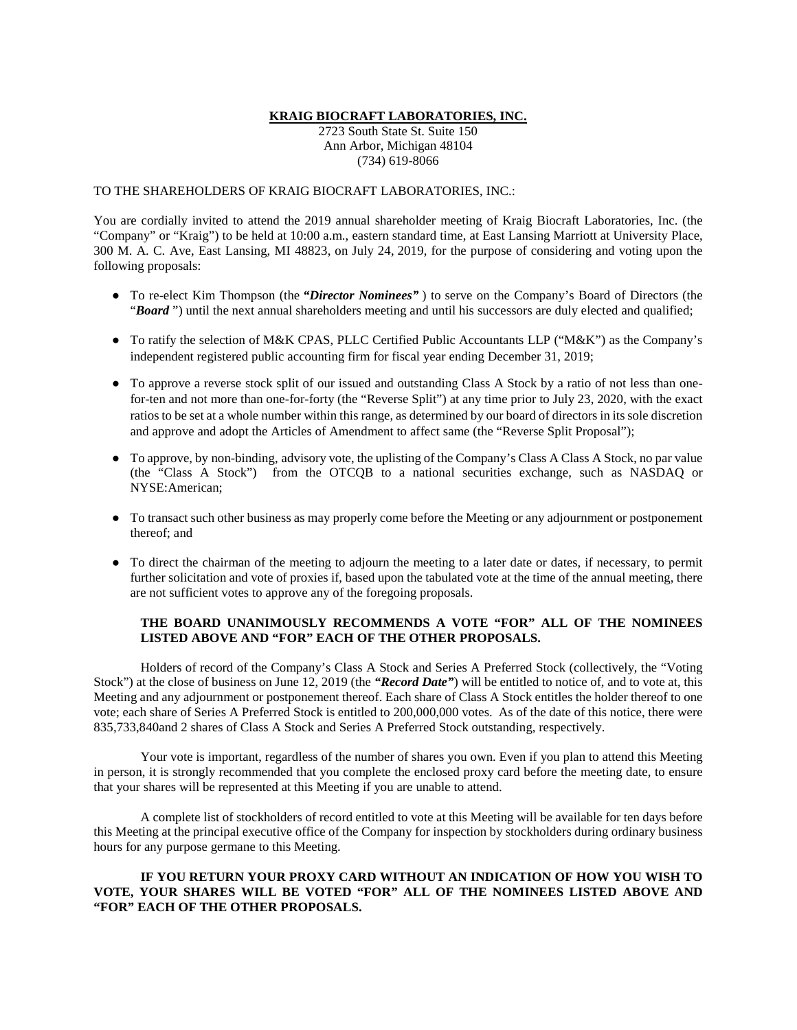**KRAIG BIOCRAFT LABORATORIES, INC.**

2723 South State St. Suite 150
Ann Arbor, Michigan 48104
(734) 619-8066

TO THE SHAREHOLDERS OF KRAIG BIOCRAFT LABORATORIES, INC.:

You are cordially invited to attend the 2019 annual shareholder meeting of Kraig Biocraft Laboratories, Inc. (the "Company" or "Kraig") to be held at 10:00 a.m., eastern standard time, at East Lansing Marriott at University Place, 300 M. A. C. Ave, East Lansing, MI 48823, on July 24, 2019, for the purpose of considering and voting upon the following proposals:

- To re-elect Kim Thompson (the ***"Director Nominees"*** ) to serve on the Company's Board of Directors (the "***Board*** ") until the next annual shareholders meeting and until his successors are duly elected and qualified;
- To ratify the selection of M&K CPAS, PLLC Certified Public Accountants LLP ("M&K") as the Company's independent registered public accounting firm for fiscal year ending December 31, 2019;
- To approve a reverse stock split of our issued and outstanding Class A Stock by a ratio of not less than one-for-ten and not more than one-for-forty (the "Reverse Split") at any time prior to July 23, 2020, with the exact ratios to be set at a whole number within this range, as determined by our board of directors in its sole discretion and approve and adopt the Articles of Amendment to affect same (the "Reverse Split Proposal");
- To approve, by non-binding, advisory vote, the uplisting of the Company's Class A Class A Stock, no par value (the "Class A Stock") from the OTCQB to a national securities exchange, such as NASDAQ or NYSE:American;
- To transact such other business as may properly come before the Meeting or any adjournment or postponement thereof; and
- To direct the chairman of the meeting to adjourn the meeting to a later date or dates, if necessary, to permit further solicitation and vote of proxies if, based upon the tabulated vote at the time of the annual meeting, there are not sufficient votes to approve any of the foregoing proposals.

**THE BOARD UNANIMOUSLY RECOMMENDS A VOTE "FOR" ALL OF THE NOMINEES LISTED ABOVE AND "FOR" EACH OF THE OTHER PROPOSALS.**

Holders of record of the Company's Class A Stock and Series A Preferred Stock (collectively, the "Voting Stock") at the close of business on June 12, 2019 (the ***"Record Date"***) will be entitled to notice of, and to vote at, this Meeting and any adjournment or postponement thereof. Each share of Class A Stock entitles the holder thereof to one vote; each share of Series A Preferred Stock is entitled to 200,000,000 votes. As of the date of this notice, there were 835,733,840and 2 shares of Class A Stock and Series A Preferred Stock outstanding, respectively.

Your vote is important, regardless of the number of shares you own. Even if you plan to attend this Meeting in person, it is strongly recommended that you complete the enclosed proxy card before the meeting date, to ensure that your shares will be represented at this Meeting if you are unable to attend.

A complete list of stockholders of record entitled to vote at this Meeting will be available for ten days before this Meeting at the principal executive office of the Company for inspection by stockholders during ordinary business hours for any purpose germane to this Meeting.

**IF YOU RETURN YOUR PROXY CARD WITHOUT AN INDICATION OF HOW YOU WISH TO VOTE, YOUR SHARES WILL BE VOTED "FOR" ALL OF THE NOMINEES LISTED ABOVE AND "FOR" EACH OF THE OTHER PROPOSALS.**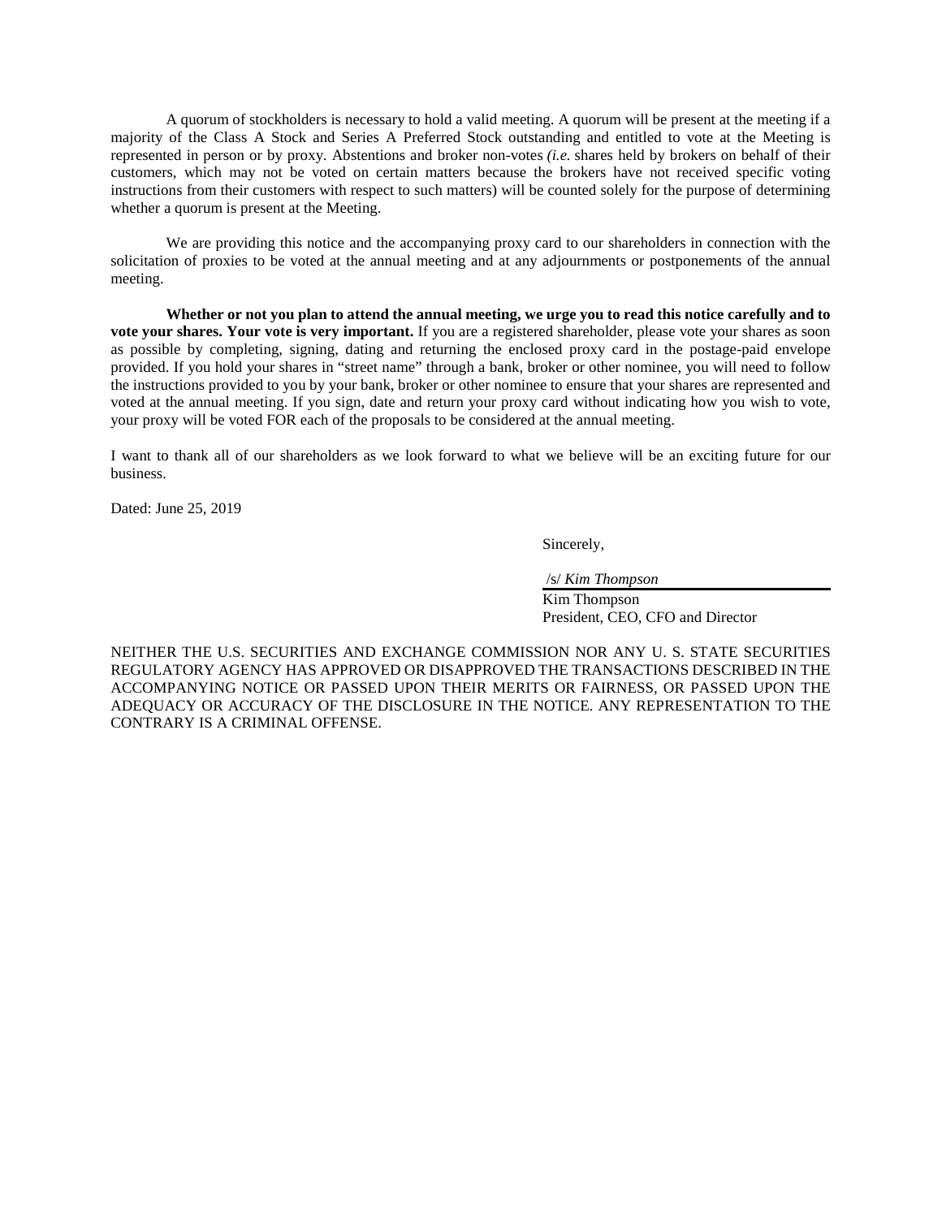A quorum of stockholders is necessary to hold a valid meeting. A quorum will be present at the meeting if a majority of the Class A Stock and Series A Preferred Stock outstanding and entitled to vote at the Meeting is represented in person or by proxy. Abstentions and broker non-votes *(i.e.* shares held by brokers on behalf of their customers, which may not be voted on certain matters because the brokers have not received specific voting instructions from their customers with respect to such matters) will be counted solely for the purpose of determining whether a quorum is present at the Meeting.

We are providing this notice and the accompanying proxy card to our shareholders in connection with the solicitation of proxies to be voted at the annual meeting and at any adjournments or postponements of the annual meeting.

**Whether or not you plan to attend the annual meeting, we urge you to read this notice carefully and to vote your shares. Your vote is very important.** If you are a registered shareholder, please vote your shares as soon as possible by completing, signing, dating and returning the enclosed proxy card in the postage-paid envelope provided. If you hold your shares in "street name" through a bank, broker or other nominee, you will need to follow the instructions provided to you by your bank, broker or other nominee to ensure that your shares are represented and voted at the annual meeting. If you sign, date and return your proxy card without indicating how you wish to vote, your proxy will be voted FOR each of the proposals to be considered at the annual meeting.

I want to thank all of our shareholders as we look forward to what we believe will be an exciting future for our business.

Dated: June 25, 2019

Sincerely,

/s/ *Kim Thompson*

Kim Thompson
President, CEO, CFO and Director

NEITHER THE U.S. SECURITIES AND EXCHANGE COMMISSION NOR ANY U. S. STATE SECURITIES REGULATORY AGENCY HAS APPROVED OR DISAPPROVED THE TRANSACTIONS DESCRIBED IN THE ACCOMPANYING NOTICE OR PASSED UPON THEIR MERITS OR FAIRNESS, OR PASSED UPON THE ADEQUACY OR ACCURACY OF THE DISCLOSURE IN THE NOTICE. ANY REPRESENTATION TO THE CONTRARY IS A CRIMINAL OFFENSE.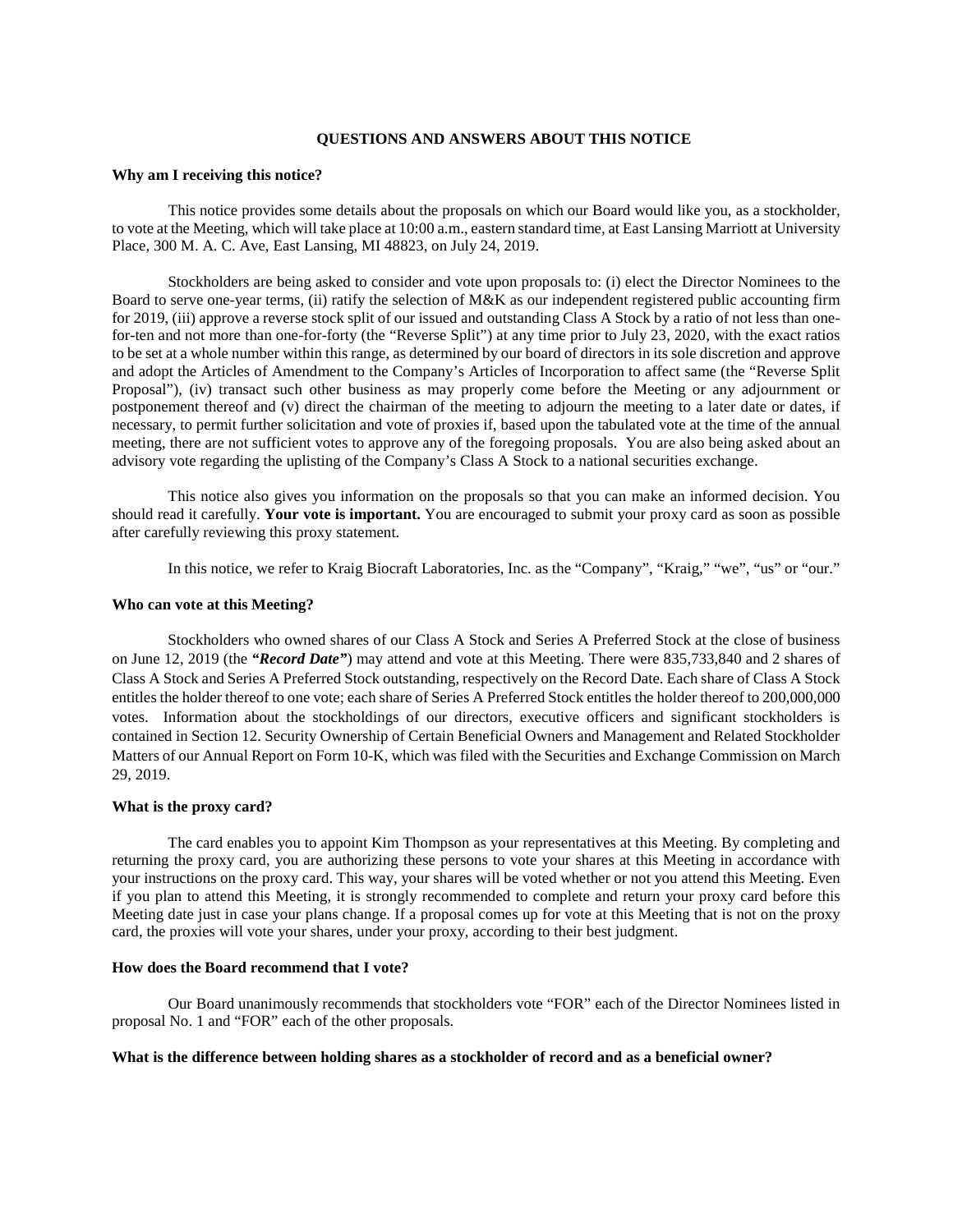## QUESTIONS AND ANSWERS ABOUT THIS NOTICE

**Why am I receiving this notice?**

This notice provides some details about the proposals on which our Board would like you, as a stockholder, to vote at the Meeting, which will take place at 10:00 a.m., eastern standard time, at East Lansing Marriott at University Place, 300 M. A. C. Ave, East Lansing, MI 48823, on July 24, 2019.

Stockholders are being asked to consider and vote upon proposals to: (i) elect the Director Nominees to the Board to serve one-year terms, (ii) ratify the selection of M&K as our independent registered public accounting firm for 2019, (iii) approve a reverse stock split of our issued and outstanding Class A Stock by a ratio of not less than one-for-ten and not more than one-for-forty (the "Reverse Split") at any time prior to July 23, 2020, with the exact ratios to be set at a whole number within this range, as determined by our board of directors in its sole discretion and approve and adopt the Articles of Amendment to the Company's Articles of Incorporation to affect same (the "Reverse Split Proposal"), (iv) transact such other business as may properly come before the Meeting or any adjournment or postponement thereof and (v) direct the chairman of the meeting to adjourn the meeting to a later date or dates, if necessary, to permit further solicitation and vote of proxies if, based upon the tabulated vote at the time of the annual meeting, there are not sufficient votes to approve any of the foregoing proposals. You are also being asked about an advisory vote regarding the uplisting of the Company's Class A Stock to a national securities exchange.

This notice also gives you information on the proposals so that you can make an informed decision. You should read it carefully. **Your vote is important.** You are encouraged to submit your proxy card as soon as possible after carefully reviewing this proxy statement.

In this notice, we refer to Kraig Biocraft Laboratories, Inc. as the "Company", "Kraig," "we", "us" or "our."

**Who can vote at this Meeting?**

Stockholders who owned shares of our Class A Stock and Series A Preferred Stock at the close of business on June 12, 2019 (the ***"Record Date"***) may attend and vote at this Meeting. There were 835,733,840 and 2 shares of Class A Stock and Series A Preferred Stock outstanding, respectively on the Record Date. Each share of Class A Stock entitles the holder thereof to one vote; each share of Series A Preferred Stock entitles the holder thereof to 200,000,000 votes. Information about the stockholdings of our directors, executive officers and significant stockholders is contained in Section 12. Security Ownership of Certain Beneficial Owners and Management and Related Stockholder Matters of our Annual Report on Form 10-K, which was filed with the Securities and Exchange Commission on March 29, 2019.

**What is the proxy card?**

The card enables you to appoint Kim Thompson as your representatives at this Meeting. By completing and returning the proxy card, you are authorizing these persons to vote your shares at this Meeting in accordance with your instructions on the proxy card. This way, your shares will be voted whether or not you attend this Meeting. Even if you plan to attend this Meeting, it is strongly recommended to complete and return your proxy card before this Meeting date just in case your plans change. If a proposal comes up for vote at this Meeting that is not on the proxy card, the proxies will vote your shares, under your proxy, according to their best judgment.

**How does the Board recommend that I vote?**

Our Board unanimously recommends that stockholders vote "FOR" each of the Director Nominees listed in proposal No. 1 and "FOR" each of the other proposals.

**What is the difference between holding shares as a stockholder of record and as a beneficial owner?**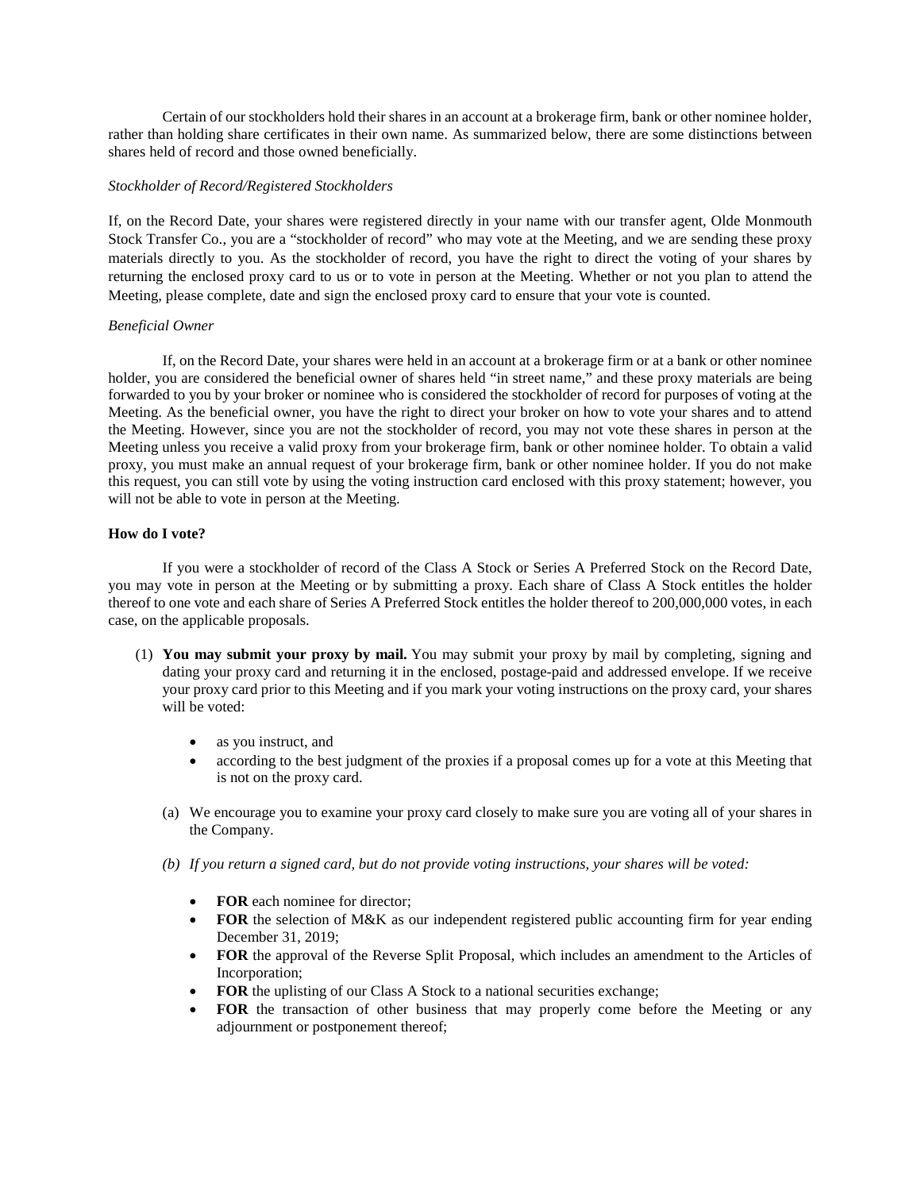Certain of our stockholders hold their shares in an account at a brokerage firm, bank or other nominee holder, rather than holding share certificates in their own name. As summarized below, there are some distinctions between shares held of record and those owned beneficially.

*Stockholder of Record/Registered Stockholders*

If, on the Record Date, your shares were registered directly in your name with our transfer agent, Olde Monmouth Stock Transfer Co., you are a "stockholder of record" who may vote at the Meeting, and we are sending these proxy materials directly to you. As the stockholder of record, you have the right to direct the voting of your shares by returning the enclosed proxy card to us or to vote in person at the Meeting. Whether or not you plan to attend the Meeting, please complete, date and sign the enclosed proxy card to ensure that your vote is counted.

*Beneficial Owner*

If, on the Record Date, your shares were held in an account at a brokerage firm or at a bank or other nominee holder, you are considered the beneficial owner of shares held "in street name," and these proxy materials are being forwarded to you by your broker or nominee who is considered the stockholder of record for purposes of voting at the Meeting. As the beneficial owner, you have the right to direct your broker on how to vote your shares and to attend the Meeting. However, since you are not the stockholder of record, you may not vote these shares in person at the Meeting unless you receive a valid proxy from your brokerage firm, bank or other nominee holder. To obtain a valid proxy, you must make an annual request of your brokerage firm, bank or other nominee holder. If you do not make this request, you can still vote by using the voting instruction card enclosed with this proxy statement; however, you will not be able to vote in person at the Meeting.

**How do I vote?**

If you were a stockholder of record of the Class A Stock or Series A Preferred Stock on the Record Date, you may vote in person at the Meeting or by submitting a proxy. Each share of Class A Stock entitles the holder thereof to one vote and each share of Series A Preferred Stock entitles the holder thereof to 200,000,000 votes, in each case, on the applicable proposals.

(1) **You may submit your proxy by mail.** You may submit your proxy by mail by completing, signing and dating your proxy card and returning it in the enclosed, postage-paid and addressed envelope. If we receive your proxy card prior to this Meeting and if you mark your voting instructions on the proxy card, your shares will be voted:

- as you instruct, and
- according to the best judgment of the proxies if a proposal comes up for a vote at this Meeting that is not on the proxy card.

(a) We encourage you to examine your proxy card closely to make sure you are voting all of your shares in the Company.

*(b) If you return a signed card, but do not provide voting instructions, your shares will be voted:*

- **FOR** each nominee for director;
- **FOR** the selection of M&K as our independent registered public accounting firm for year ending December 31, 2019;
- **FOR** the approval of the Reverse Split Proposal, which includes an amendment to the Articles of Incorporation;
- **FOR** the uplisting of our Class A Stock to a national securities exchange;
- **FOR** the transaction of other business that may properly come before the Meeting or any adjournment or postponement thereof;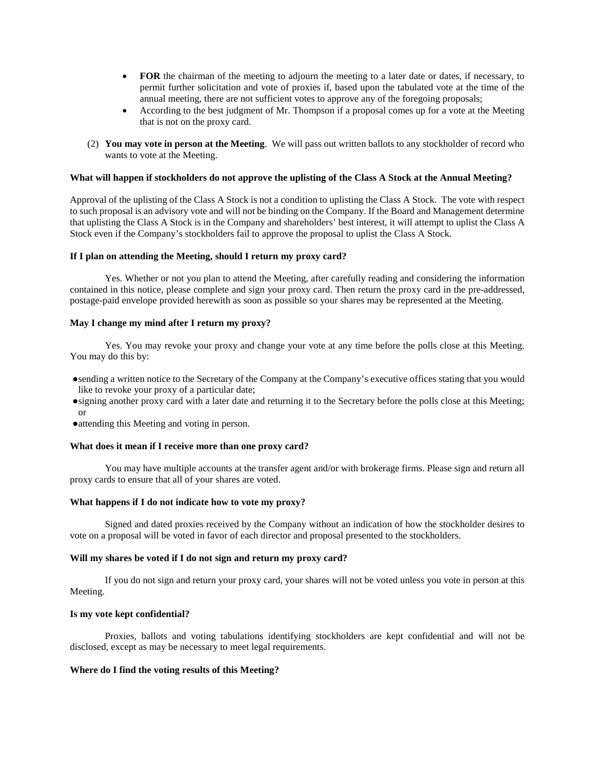- **FOR** the chairman of the meeting to adjourn the meeting to a later date or dates, if necessary, to permit further solicitation and vote of proxies if, based upon the tabulated vote at the time of the annual meeting, there are not sufficient votes to approve any of the foregoing proposals;
- According to the best judgment of Mr. Thompson if a proposal comes up for a vote at the Meeting that is not on the proxy card.

(2) **You may vote in person at the Meeting**. We will pass out written ballots to any stockholder of record who wants to vote at the Meeting.

**What will happen if stockholders do not approve the uplisting of the Class A Stock at the Annual Meeting?**

Approval of the uplisting of the Class A Stock is not a condition to uplisting the Class A Stock. The vote with respect to such proposal is an advisory vote and will not be binding on the Company. If the Board and Management determine that uplisting the Class A Stock is in the Company and shareholders' best interest, it will attempt to uplist the Class A Stock even if the Company's stockholders fail to approve the proposal to uplist the Class A Stock.

**If I plan on attending the Meeting, should I return my proxy card?**

Yes. Whether or not you plan to attend the Meeting, after carefully reading and considering the information contained in this notice, please complete and sign your proxy card. Then return the proxy card in the pre-addressed, postage-paid envelope provided herewith as soon as possible so your shares may be represented at the Meeting.

**May I change my mind after I return my proxy?**

Yes. You may revoke your proxy and change your vote at any time before the polls close at this Meeting. You may do this by:

- sending a written notice to the Secretary of the Company at the Company's executive offices stating that you would like to revoke your proxy of a particular date;
- signing another proxy card with a later date and returning it to the Secretary before the polls close at this Meeting; or
- attending this Meeting and voting in person.

**What does it mean if I receive more than one proxy card?**

You may have multiple accounts at the transfer agent and/or with brokerage firms. Please sign and return all proxy cards to ensure that all of your shares are voted.

**What happens if I do not indicate how to vote my proxy?**

Signed and dated proxies received by the Company without an indication of how the stockholder desires to vote on a proposal will be voted in favor of each director and proposal presented to the stockholders.

**Will my shares be voted if I do not sign and return my proxy card?**

If you do not sign and return your proxy card, your shares will not be voted unless you vote in person at this Meeting.

**Is my vote kept confidential?**

Proxies, ballots and voting tabulations identifying stockholders are kept confidential and will not be disclosed, except as may be necessary to meet legal requirements.

**Where do I find the voting results of this Meeting?**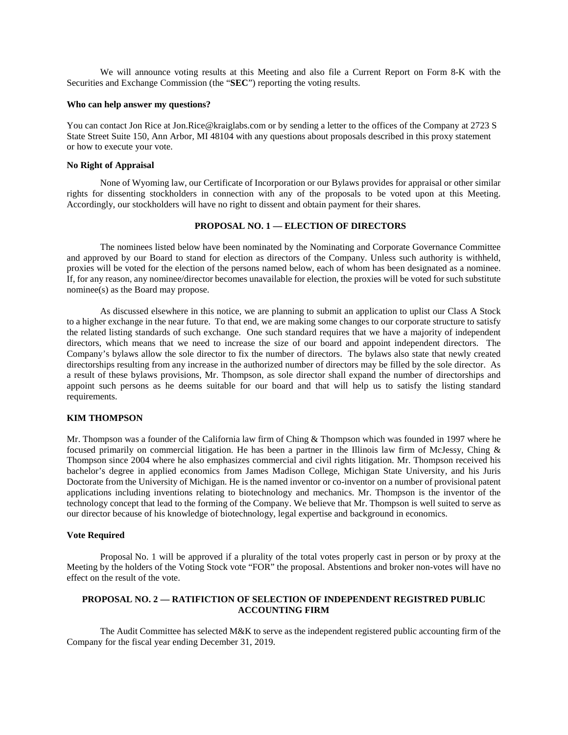We will announce voting results at this Meeting and also file a Current Report on Form 8-K with the Securities and Exchange Commission (the "**SEC**") reporting the voting results.

**Who can help answer my questions?**

You can contact Jon Rice at Jon.Rice@kraiglabs.com or by sending a letter to the offices of the Company at 2723 S State Street Suite 150, Ann Arbor, MI 48104 with any questions about proposals described in this proxy statement or how to execute your vote.

**No Right of Appraisal**

None of Wyoming law, our Certificate of Incorporation or our Bylaws provides for appraisal or other similar rights for dissenting stockholders in connection with any of the proposals to be voted upon at this Meeting. Accordingly, our stockholders will have no right to dissent and obtain payment for their shares.

## PROPOSAL NO. 1 — ELECTION OF DIRECTORS

The nominees listed below have been nominated by the Nominating and Corporate Governance Committee and approved by our Board to stand for election as directors of the Company. Unless such authority is withheld, proxies will be voted for the election of the persons named below, each of whom has been designated as a nominee. If, for any reason, any nominee/director becomes unavailable for election, the proxies will be voted for such substitute nominee(s) as the Board may propose.

As discussed elsewhere in this notice, we are planning to submit an application to uplist our Class A Stock to a higher exchange in the near future. To that end, we are making some changes to our corporate structure to satisfy the related listing standards of such exchange. One such standard requires that we have a majority of independent directors, which means that we need to increase the size of our board and appoint independent directors. The Company's bylaws allow the sole director to fix the number of directors. The bylaws also state that newly created directorships resulting from any increase in the authorized number of directors may be filled by the sole director. As a result of these bylaws provisions, Mr. Thompson, as sole director shall expand the number of directorships and appoint such persons as he deems suitable for our board and that will help us to satisfy the listing standard requirements.

**KIM THOMPSON**

Mr. Thompson was a founder of the California law firm of Ching & Thompson which was founded in 1997 where he focused primarily on commercial litigation. He has been a partner in the Illinois law firm of McJessy, Ching & Thompson since 2004 where he also emphasizes commercial and civil rights litigation. Mr. Thompson received his bachelor's degree in applied economics from James Madison College, Michigan State University, and his Juris Doctorate from the University of Michigan. He is the named inventor or co-inventor on a number of provisional patent applications including inventions relating to biotechnology and mechanics. Mr. Thompson is the inventor of the technology concept that lead to the forming of the Company. We believe that Mr. Thompson is well suited to serve as our director because of his knowledge of biotechnology, legal expertise and background in economics.

**Vote Required**

Proposal No. 1 will be approved if a plurality of the total votes properly cast in person or by proxy at the Meeting by the holders of the Voting Stock vote "FOR" the proposal. Abstentions and broker non-votes will have no effect on the result of the vote.

## PROPOSAL NO. 2 — RATIFICTION OF SELECTION OF INDEPENDENT REGISTRED PUBLIC ACCOUNTING FIRM

The Audit Committee has selected M&K to serve as the independent registered public accounting firm of the Company for the fiscal year ending December 31, 2019.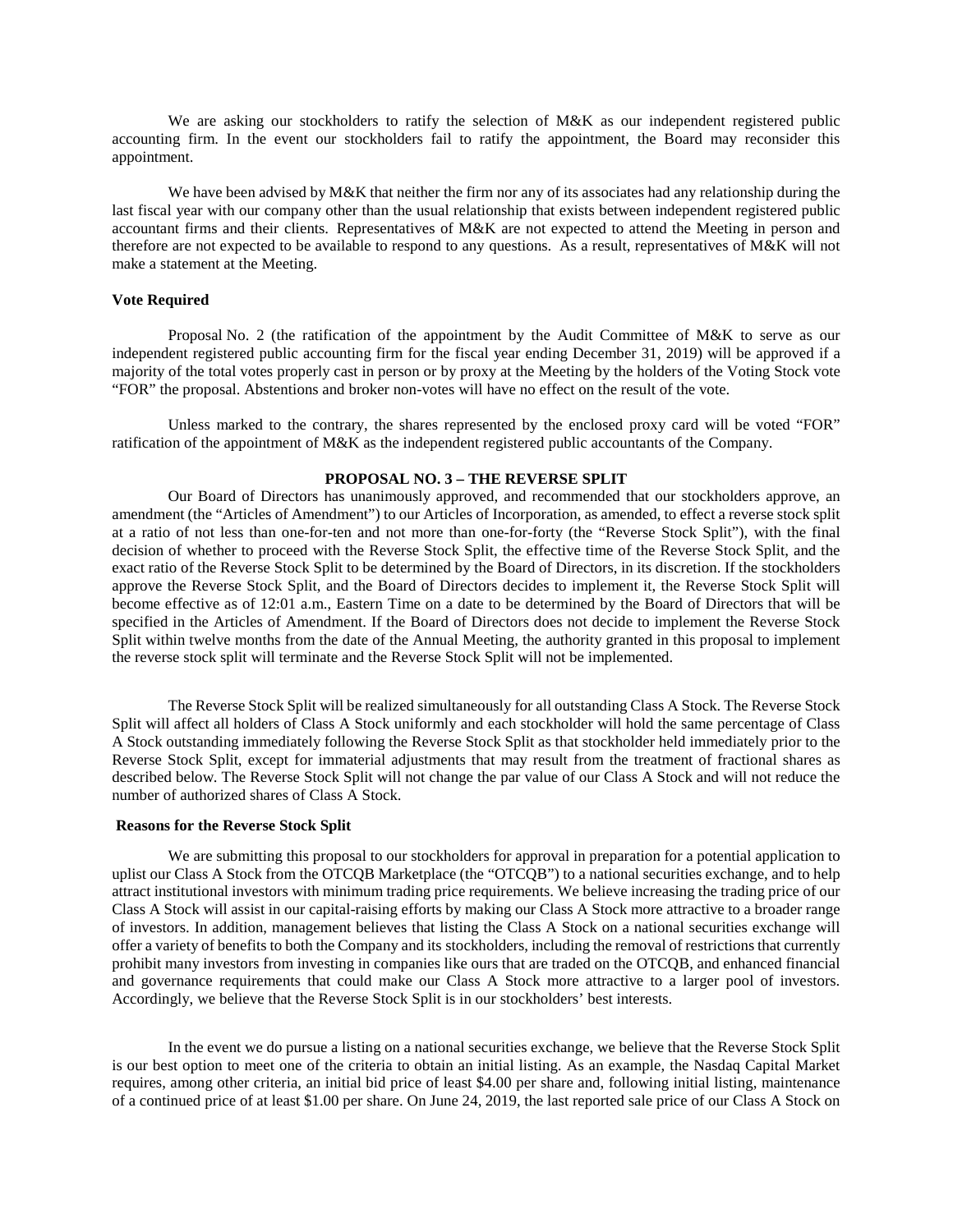We are asking our stockholders to ratify the selection of M&K as our independent registered public accounting firm. In the event our stockholders fail to ratify the appointment, the Board may reconsider this appointment.

We have been advised by M&K that neither the firm nor any of its associates had any relationship during the last fiscal year with our company other than the usual relationship that exists between independent registered public accountant firms and their clients. Representatives of M&K are not expected to attend the Meeting in person and therefore are not expected to be available to respond to any questions. As a result, representatives of M&K will not make a statement at the Meeting.

**Vote Required**

Proposal No. 2 (the ratification of the appointment by the Audit Committee of M&K to serve as our independent registered public accounting firm for the fiscal year ending December 31, 2019) will be approved if a majority of the total votes properly cast in person or by proxy at the Meeting by the holders of the Voting Stock vote "FOR" the proposal. Abstentions and broker non-votes will have no effect on the result of the vote.

Unless marked to the contrary, the shares represented by the enclosed proxy card will be voted "FOR" ratification of the appointment of M&K as the independent registered public accountants of the Company.

## PROPOSAL NO. 3 – THE REVERSE SPLIT

Our Board of Directors has unanimously approved, and recommended that our stockholders approve, an amendment (the "Articles of Amendment") to our Articles of Incorporation, as amended, to effect a reverse stock split at a ratio of not less than one-for-ten and not more than one-for-forty (the "Reverse Stock Split"), with the final decision of whether to proceed with the Reverse Stock Split, the effective time of the Reverse Stock Split, and the exact ratio of the Reverse Stock Split to be determined by the Board of Directors, in its discretion. If the stockholders approve the Reverse Stock Split, and the Board of Directors decides to implement it, the Reverse Stock Split will become effective as of 12:01 a.m., Eastern Time on a date to be determined by the Board of Directors that will be specified in the Articles of Amendment. If the Board of Directors does not decide to implement the Reverse Stock Split within twelve months from the date of the Annual Meeting, the authority granted in this proposal to implement the reverse stock split will terminate and the Reverse Stock Split will not be implemented.

The Reverse Stock Split will be realized simultaneously for all outstanding Class A Stock. The Reverse Stock Split will affect all holders of Class A Stock uniformly and each stockholder will hold the same percentage of Class A Stock outstanding immediately following the Reverse Stock Split as that stockholder held immediately prior to the Reverse Stock Split, except for immaterial adjustments that may result from the treatment of fractional shares as described below. The Reverse Stock Split will not change the par value of our Class A Stock and will not reduce the number of authorized shares of Class A Stock.

**Reasons for the Reverse Stock Split**

We are submitting this proposal to our stockholders for approval in preparation for a potential application to uplist our Class A Stock from the OTCQB Marketplace (the "OTCQB") to a national securities exchange, and to help attract institutional investors with minimum trading price requirements. We believe increasing the trading price of our Class A Stock will assist in our capital-raising efforts by making our Class A Stock more attractive to a broader range of investors. In addition, management believes that listing the Class A Stock on a national securities exchange will offer a variety of benefits to both the Company and its stockholders, including the removal of restrictions that currently prohibit many investors from investing in companies like ours that are traded on the OTCQB, and enhanced financial and governance requirements that could make our Class A Stock more attractive to a larger pool of investors. Accordingly, we believe that the Reverse Stock Split is in our stockholders' best interests.

In the event we do pursue a listing on a national securities exchange, we believe that the Reverse Stock Split is our best option to meet one of the criteria to obtain an initial listing. As an example, the Nasdaq Capital Market requires, among other criteria, an initial bid price of least $4.00 per share and, following initial listing, maintenance of a continued price of at least $1.00 per share. On June 24, 2019, the last reported sale price of our Class A Stock on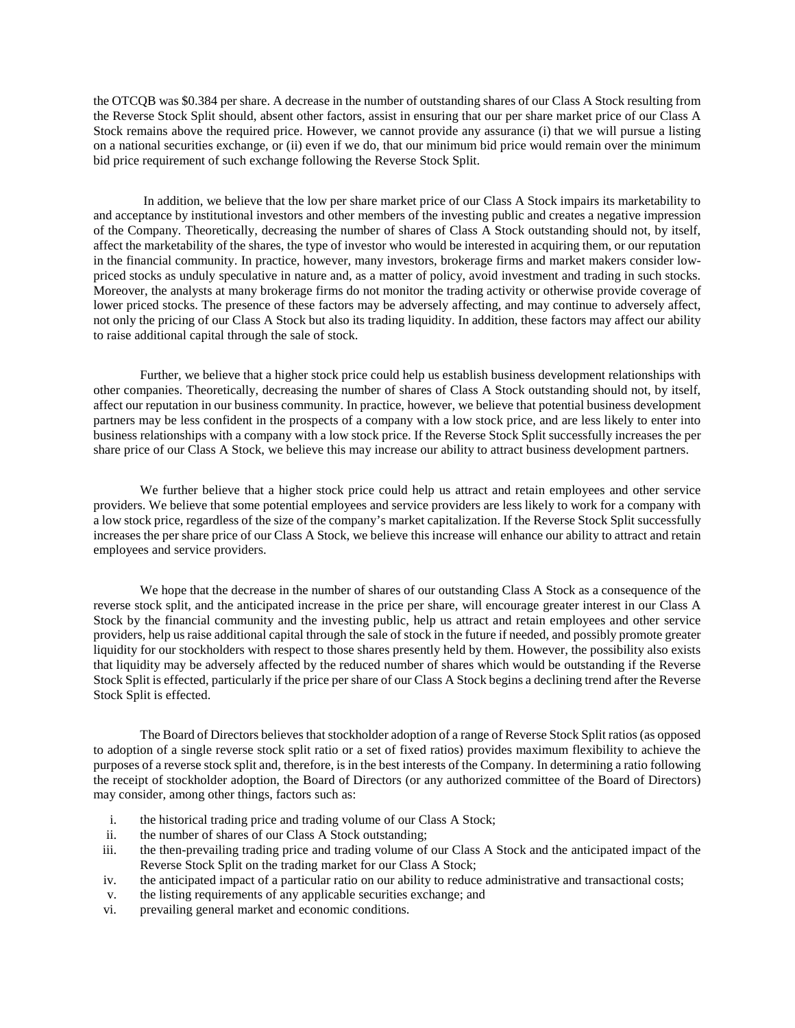the OTCQB was $0.384 per share. A decrease in the number of outstanding shares of our Class A Stock resulting from the Reverse Stock Split should, absent other factors, assist in ensuring that our per share market price of our Class A Stock remains above the required price. However, we cannot provide any assurance (i) that we will pursue a listing on a national securities exchange, or (ii) even if we do, that our minimum bid price would remain over the minimum bid price requirement of such exchange following the Reverse Stock Split.

In addition, we believe that the low per share market price of our Class A Stock impairs its marketability to and acceptance by institutional investors and other members of the investing public and creates a negative impression of the Company. Theoretically, decreasing the number of shares of Class A Stock outstanding should not, by itself, affect the marketability of the shares, the type of investor who would be interested in acquiring them, or our reputation in the financial community. In practice, however, many investors, brokerage firms and market makers consider low-priced stocks as unduly speculative in nature and, as a matter of policy, avoid investment and trading in such stocks. Moreover, the analysts at many brokerage firms do not monitor the trading activity or otherwise provide coverage of lower priced stocks. The presence of these factors may be adversely affecting, and may continue to adversely affect, not only the pricing of our Class A Stock but also its trading liquidity. In addition, these factors may affect our ability to raise additional capital through the sale of stock.

Further, we believe that a higher stock price could help us establish business development relationships with other companies. Theoretically, decreasing the number of shares of Class A Stock outstanding should not, by itself, affect our reputation in our business community. In practice, however, we believe that potential business development partners may be less confident in the prospects of a company with a low stock price, and are less likely to enter into business relationships with a company with a low stock price. If the Reverse Stock Split successfully increases the per share price of our Class A Stock, we believe this may increase our ability to attract business development partners.

We further believe that a higher stock price could help us attract and retain employees and other service providers. We believe that some potential employees and service providers are less likely to work for a company with a low stock price, regardless of the size of the company's market capitalization. If the Reverse Stock Split successfully increases the per share price of our Class A Stock, we believe this increase will enhance our ability to attract and retain employees and service providers.

We hope that the decrease in the number of shares of our outstanding Class A Stock as a consequence of the reverse stock split, and the anticipated increase in the price per share, will encourage greater interest in our Class A Stock by the financial community and the investing public, help us attract and retain employees and other service providers, help us raise additional capital through the sale of stock in the future if needed, and possibly promote greater liquidity for our stockholders with respect to those shares presently held by them. However, the possibility also exists that liquidity may be adversely affected by the reduced number of shares which would be outstanding if the Reverse Stock Split is effected, particularly if the price per share of our Class A Stock begins a declining trend after the Reverse Stock Split is effected.

The Board of Directors believes that stockholder adoption of a range of Reverse Stock Split ratios (as opposed to adoption of a single reverse stock split ratio or a set of fixed ratios) provides maximum flexibility to achieve the purposes of a reverse stock split and, therefore, is in the best interests of the Company. In determining a ratio following the receipt of stockholder adoption, the Board of Directors (or any authorized committee of the Board of Directors) may consider, among other things, factors such as:

i. the historical trading price and trading volume of our Class A Stock;
ii. the number of shares of our Class A Stock outstanding;
iii. the then-prevailing trading price and trading volume of our Class A Stock and the anticipated impact of the Reverse Stock Split on the trading market for our Class A Stock;
iv. the anticipated impact of a particular ratio on our ability to reduce administrative and transactional costs;
v. the listing requirements of any applicable securities exchange; and
vi. prevailing general market and economic conditions.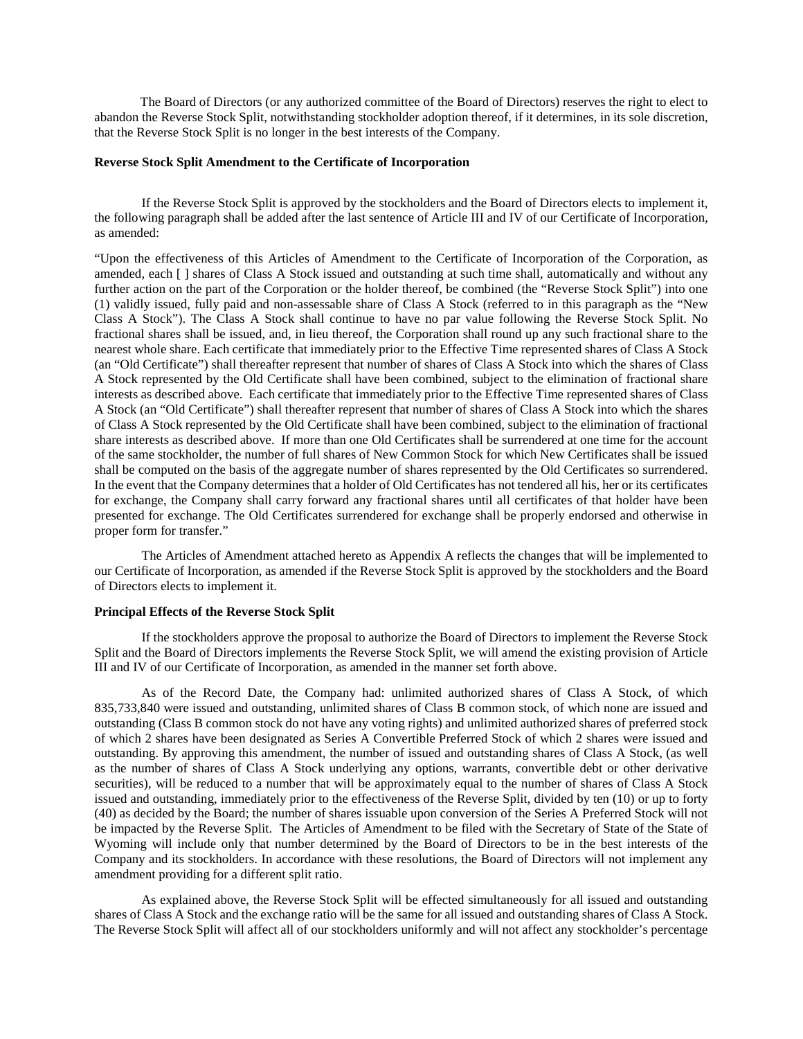The Board of Directors (or any authorized committee of the Board of Directors) reserves the right to elect to abandon the Reverse Stock Split, notwithstanding stockholder adoption thereof, if it determines, in its sole discretion, that the Reverse Stock Split is no longer in the best interests of the Company.

**Reverse Stock Split Amendment to the Certificate of Incorporation**

If the Reverse Stock Split is approved by the stockholders and the Board of Directors elects to implement it, the following paragraph shall be added after the last sentence of Article III and IV of our Certificate of Incorporation, as amended:

"Upon the effectiveness of this Articles of Amendment to the Certificate of Incorporation of the Corporation, as amended, each [ ] shares of Class A Stock issued and outstanding at such time shall, automatically and without any further action on the part of the Corporation or the holder thereof, be combined (the "Reverse Stock Split") into one (1) validly issued, fully paid and non-assessable share of Class A Stock (referred to in this paragraph as the "New Class A Stock"). The Class A Stock shall continue to have no par value following the Reverse Stock Split. No fractional shares shall be issued, and, in lieu thereof, the Corporation shall round up any such fractional share to the nearest whole share. Each certificate that immediately prior to the Effective Time represented shares of Class A Stock (an "Old Certificate") shall thereafter represent that number of shares of Class A Stock into which the shares of Class A Stock represented by the Old Certificate shall have been combined, subject to the elimination of fractional share interests as described above. Each certificate that immediately prior to the Effective Time represented shares of Class A Stock (an "Old Certificate") shall thereafter represent that number of shares of Class A Stock into which the shares of Class A Stock represented by the Old Certificate shall have been combined, subject to the elimination of fractional share interests as described above. If more than one Old Certificates shall be surrendered at one time for the account of the same stockholder, the number of full shares of New Common Stock for which New Certificates shall be issued shall be computed on the basis of the aggregate number of shares represented by the Old Certificates so surrendered. In the event that the Company determines that a holder of Old Certificates has not tendered all his, her or its certificates for exchange, the Company shall carry forward any fractional shares until all certificates of that holder have been presented for exchange. The Old Certificates surrendered for exchange shall be properly endorsed and otherwise in proper form for transfer."

The Articles of Amendment attached hereto as Appendix A reflects the changes that will be implemented to our Certificate of Incorporation, as amended if the Reverse Stock Split is approved by the stockholders and the Board of Directors elects to implement it.

**Principal Effects of the Reverse Stock Split**

If the stockholders approve the proposal to authorize the Board of Directors to implement the Reverse Stock Split and the Board of Directors implements the Reverse Stock Split, we will amend the existing provision of Article III and IV of our Certificate of Incorporation, as amended in the manner set forth above.

As of the Record Date, the Company had: unlimited authorized shares of Class A Stock, of which 835,733,840 were issued and outstanding, unlimited shares of Class B common stock, of which none are issued and outstanding (Class B common stock do not have any voting rights) and unlimited authorized shares of preferred stock of which 2 shares have been designated as Series A Convertible Preferred Stock of which 2 shares were issued and outstanding. By approving this amendment, the number of issued and outstanding shares of Class A Stock, (as well as the number of shares of Class A Stock underlying any options, warrants, convertible debt or other derivative securities), will be reduced to a number that will be approximately equal to the number of shares of Class A Stock issued and outstanding, immediately prior to the effectiveness of the Reverse Split, divided by ten (10) or up to forty (40) as decided by the Board; the number of shares issuable upon conversion of the Series A Preferred Stock will not be impacted by the Reverse Split. The Articles of Amendment to be filed with the Secretary of State of the State of Wyoming will include only that number determined by the Board of Directors to be in the best interests of the Company and its stockholders. In accordance with these resolutions, the Board of Directors will not implement any amendment providing for a different split ratio.

As explained above, the Reverse Stock Split will be effected simultaneously for all issued and outstanding shares of Class A Stock and the exchange ratio will be the same for all issued and outstanding shares of Class A Stock. The Reverse Stock Split will affect all of our stockholders uniformly and will not affect any stockholder's percentage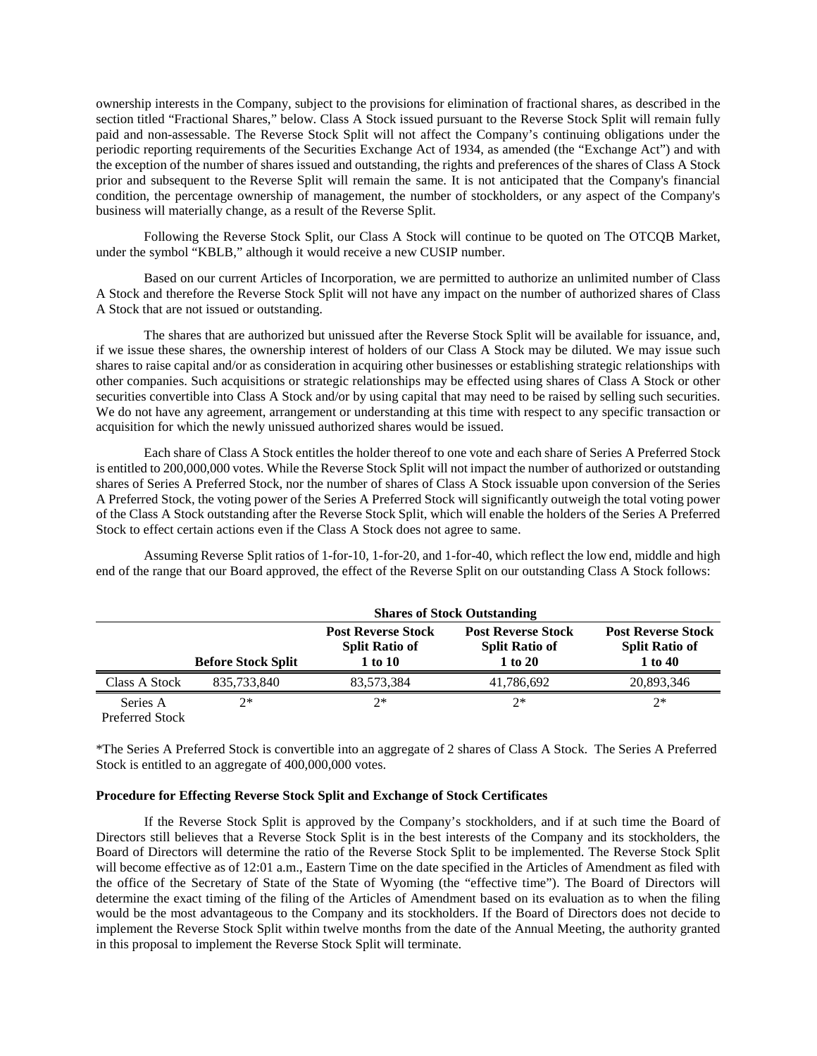ownership interests in the Company, subject to the provisions for elimination of fractional shares, as described in the section titled "Fractional Shares," below. Class A Stock issued pursuant to the Reverse Stock Split will remain fully paid and non-assessable. The Reverse Stock Split will not affect the Company's continuing obligations under the periodic reporting requirements of the Securities Exchange Act of 1934, as amended (the "Exchange Act") and with the exception of the number of shares issued and outstanding, the rights and preferences of the shares of Class A Stock prior and subsequent to the Reverse Split will remain the same. It is not anticipated that the Company's financial condition, the percentage ownership of management, the number of stockholders, or any aspect of the Company's business will materially change, as a result of the Reverse Split.

Following the Reverse Stock Split, our Class A Stock will continue to be quoted on The OTCQB Market, under the symbol "KBLB," although it would receive a new CUSIP number.

Based on our current Articles of Incorporation, we are permitted to authorize an unlimited number of Class A Stock and therefore the Reverse Stock Split will not have any impact on the number of authorized shares of Class A Stock that are not issued or outstanding.

The shares that are authorized but unissued after the Reverse Stock Split will be available for issuance, and, if we issue these shares, the ownership interest of holders of our Class A Stock may be diluted. We may issue such shares to raise capital and/or as consideration in acquiring other businesses or establishing strategic relationships with other companies. Such acquisitions or strategic relationships may be effected using shares of Class A Stock or other securities convertible into Class A Stock and/or by using capital that may need to be raised by selling such securities. We do not have any agreement, arrangement or understanding at this time with respect to any specific transaction or acquisition for which the newly unissued authorized shares would be issued.

Each share of Class A Stock entitles the holder thereof to one vote and each share of Series A Preferred Stock is entitled to 200,000,000 votes. While the Reverse Stock Split will not impact the number of authorized or outstanding shares of Series A Preferred Stock, nor the number of shares of Class A Stock issuable upon conversion of the Series A Preferred Stock, the voting power of the Series A Preferred Stock will significantly outweigh the total voting power of the Class A Stock outstanding after the Reverse Stock Split, which will enable the holders of the Series A Preferred Stock to effect certain actions even if the Class A Stock does not agree to same.

Assuming Reverse Split ratios of 1-for-10, 1-for-20, and 1-for-40, which reflect the low end, middle and high end of the range that our Board approved, the effect of the Reverse Split on our outstanding Class A Stock follows:

| | **Shares of Stock Outstanding** | | | |
|---|---|---|---|---|
| | **Before Stock Split** | **Post Reverse Stock Split Ratio of 1 to 10** | **Post Reverse Stock Split Ratio of 1 to 20** | **Post Reverse Stock Split Ratio of 1 to 40** |
| Class A Stock | 835,733,840 | 83,573,384 | 41,786,692 | 20,893,346 |
| Series A Preferred Stock | 2* | 2* | 2* | 2* |

*The Series A Preferred Stock is convertible into an aggregate of 2 shares of Class A Stock. The Series A Preferred Stock is entitled to an aggregate of 400,000,000 votes.

**Procedure for Effecting Reverse Stock Split and Exchange of Stock Certificates**

If the Reverse Stock Split is approved by the Company's stockholders, and if at such time the Board of Directors still believes that a Reverse Stock Split is in the best interests of the Company and its stockholders, the Board of Directors will determine the ratio of the Reverse Stock Split to be implemented. The Reverse Stock Split will become effective as of 12:01 a.m., Eastern Time on the date specified in the Articles of Amendment as filed with the office of the Secretary of State of the State of Wyoming (the "effective time"). The Board of Directors will determine the exact timing of the filing of the Articles of Amendment based on its evaluation as to when the filing would be the most advantageous to the Company and its stockholders. If the Board of Directors does not decide to implement the Reverse Stock Split within twelve months from the date of the Annual Meeting, the authority granted in this proposal to implement the Reverse Stock Split will terminate.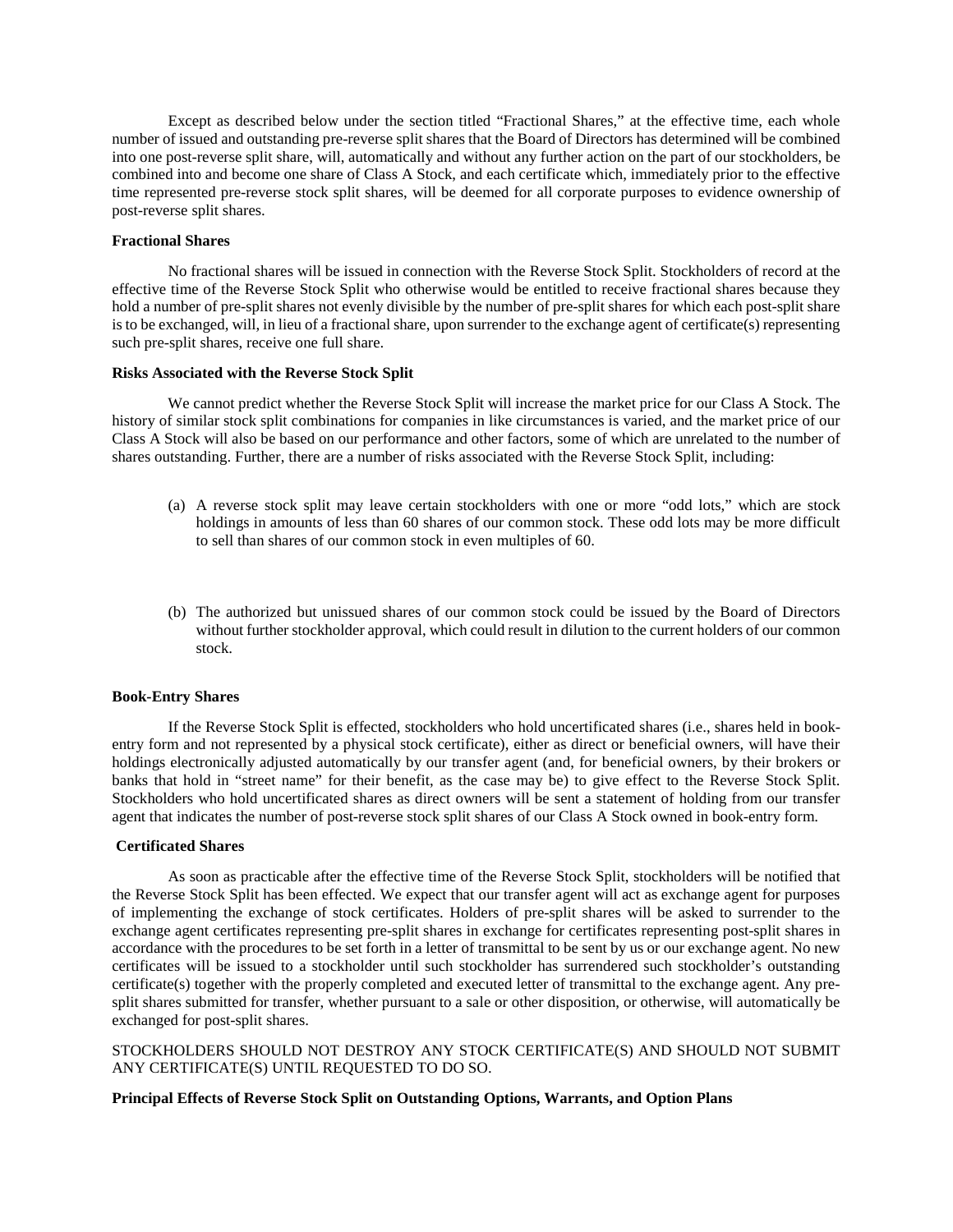Except as described below under the section titled "Fractional Shares," at the effective time, each whole number of issued and outstanding pre-reverse split shares that the Board of Directors has determined will be combined into one post-reverse split share, will, automatically and without any further action on the part of our stockholders, be combined into and become one share of Class A Stock, and each certificate which, immediately prior to the effective time represented pre-reverse stock split shares, will be deemed for all corporate purposes to evidence ownership of post-reverse split shares.

**Fractional Shares**

No fractional shares will be issued in connection with the Reverse Stock Split. Stockholders of record at the effective time of the Reverse Stock Split who otherwise would be entitled to receive fractional shares because they hold a number of pre-split shares not evenly divisible by the number of pre-split shares for which each post-split share is to be exchanged, will, in lieu of a fractional share, upon surrender to the exchange agent of certificate(s) representing such pre-split shares, receive one full share.

**Risks Associated with the Reverse Stock Split**

We cannot predict whether the Reverse Stock Split will increase the market price for our Class A Stock. The history of similar stock split combinations for companies in like circumstances is varied, and the market price of our Class A Stock will also be based on our performance and other factors, some of which are unrelated to the number of shares outstanding. Further, there are a number of risks associated with the Reverse Stock Split, including:

(a) A reverse stock split may leave certain stockholders with one or more "odd lots," which are stock holdings in amounts of less than 60 shares of our common stock. These odd lots may be more difficult to sell than shares of our common stock in even multiples of 60.

(b) The authorized but unissued shares of our common stock could be issued by the Board of Directors without further stockholder approval, which could result in dilution to the current holders of our common stock.

**Book-Entry Shares**

If the Reverse Stock Split is effected, stockholders who hold uncertificated shares (i.e., shares held in book-entry form and not represented by a physical stock certificate), either as direct or beneficial owners, will have their holdings electronically adjusted automatically by our transfer agent (and, for beneficial owners, by their brokers or banks that hold in "street name" for their benefit, as the case may be) to give effect to the Reverse Stock Split. Stockholders who hold uncertificated shares as direct owners will be sent a statement of holding from our transfer agent that indicates the number of post-reverse stock split shares of our Class A Stock owned in book-entry form.

**Certificated Shares**

As soon as practicable after the effective time of the Reverse Stock Split, stockholders will be notified that the Reverse Stock Split has been effected. We expect that our transfer agent will act as exchange agent for purposes of implementing the exchange of stock certificates. Holders of pre-split shares will be asked to surrender to the exchange agent certificates representing pre-split shares in exchange for certificates representing post-split shares in accordance with the procedures to be set forth in a letter of transmittal to be sent by us or our exchange agent. No new certificates will be issued to a stockholder until such stockholder has surrendered such stockholder's outstanding certificate(s) together with the properly completed and executed letter of transmittal to the exchange agent. Any pre-split shares submitted for transfer, whether pursuant to a sale or other disposition, or otherwise, will automatically be exchanged for post-split shares.

STOCKHOLDERS SHOULD NOT DESTROY ANY STOCK CERTIFICATE(S) AND SHOULD NOT SUBMIT ANY CERTIFICATE(S) UNTIL REQUESTED TO DO SO.

**Principal Effects of Reverse Stock Split on Outstanding Options, Warrants, and Option Plans**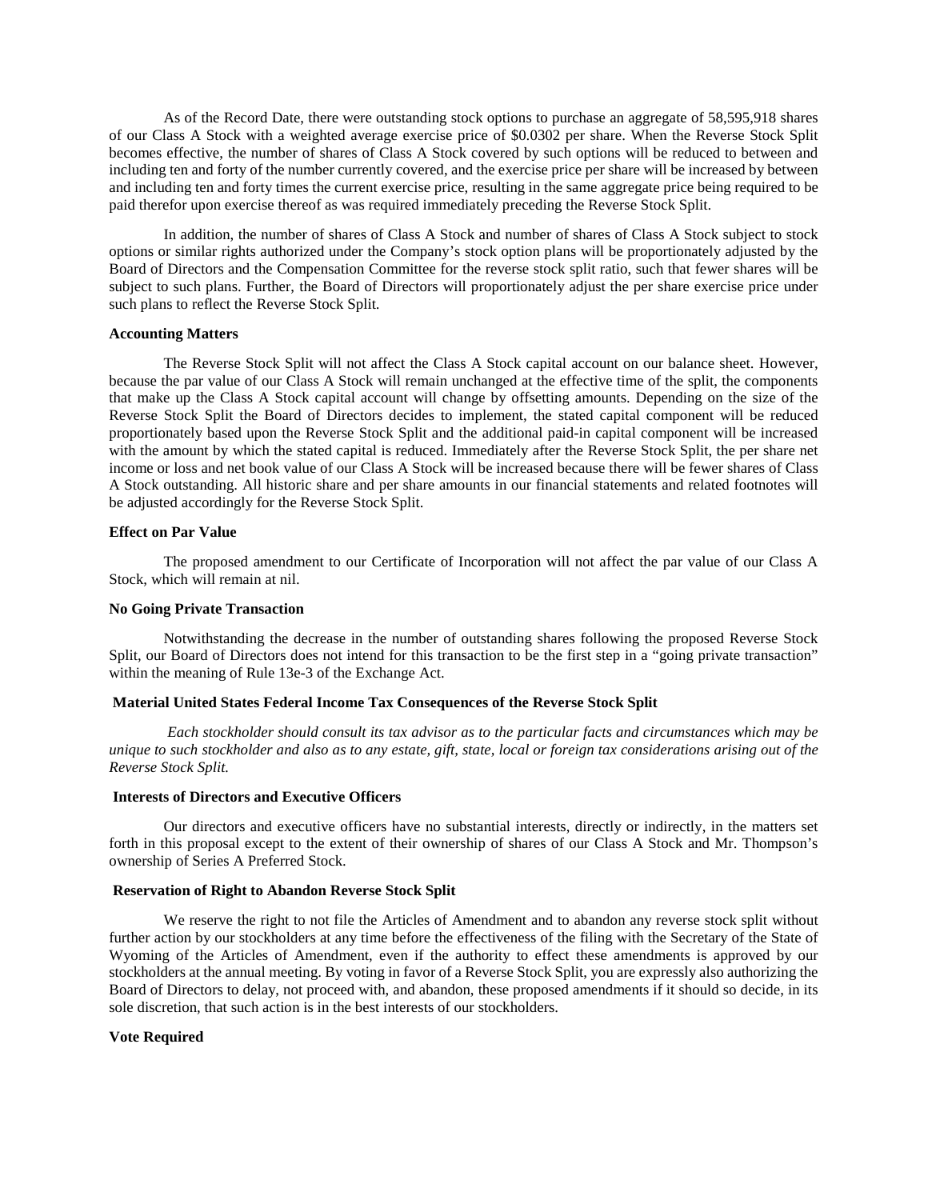As of the Record Date, there were outstanding stock options to purchase an aggregate of 58,595,918 shares of our Class A Stock with a weighted average exercise price of $0.0302 per share. When the Reverse Stock Split becomes effective, the number of shares of Class A Stock covered by such options will be reduced to between and including ten and forty of the number currently covered, and the exercise price per share will be increased by between and including ten and forty times the current exercise price, resulting in the same aggregate price being required to be paid therefor upon exercise thereof as was required immediately preceding the Reverse Stock Split.

In addition, the number of shares of Class A Stock and number of shares of Class A Stock subject to stock options or similar rights authorized under the Company's stock option plans will be proportionately adjusted by the Board of Directors and the Compensation Committee for the reverse stock split ratio, such that fewer shares will be subject to such plans. Further, the Board of Directors will proportionately adjust the per share exercise price under such plans to reflect the Reverse Stock Split.

**Accounting Matters**

The Reverse Stock Split will not affect the Class A Stock capital account on our balance sheet. However, because the par value of our Class A Stock will remain unchanged at the effective time of the split, the components that make up the Class A Stock capital account will change by offsetting amounts. Depending on the size of the Reverse Stock Split the Board of Directors decides to implement, the stated capital component will be reduced proportionately based upon the Reverse Stock Split and the additional paid-in capital component will be increased with the amount by which the stated capital is reduced. Immediately after the Reverse Stock Split, the per share net income or loss and net book value of our Class A Stock will be increased because there will be fewer shares of Class A Stock outstanding. All historic share and per share amounts in our financial statements and related footnotes will be adjusted accordingly for the Reverse Stock Split.

**Effect on Par Value**

The proposed amendment to our Certificate of Incorporation will not affect the par value of our Class A Stock, which will remain at nil.

**No Going Private Transaction**

Notwithstanding the decrease in the number of outstanding shares following the proposed Reverse Stock Split, our Board of Directors does not intend for this transaction to be the first step in a "going private transaction" within the meaning of Rule 13e-3 of the Exchange Act.

**Material United States Federal Income Tax Consequences of the Reverse Stock Split**

*Each stockholder should consult its tax advisor as to the particular facts and circumstances which may be unique to such stockholder and also as to any estate, gift, state, local or foreign tax considerations arising out of the Reverse Stock Split.*

**Interests of Directors and Executive Officers**

Our directors and executive officers have no substantial interests, directly or indirectly, in the matters set forth in this proposal except to the extent of their ownership of shares of our Class A Stock and Mr. Thompson's ownership of Series A Preferred Stock.

**Reservation of Right to Abandon Reverse Stock Split**

We reserve the right to not file the Articles of Amendment and to abandon any reverse stock split without further action by our stockholders at any time before the effectiveness of the filing with the Secretary of the State of Wyoming of the Articles of Amendment, even if the authority to effect these amendments is approved by our stockholders at the annual meeting. By voting in favor of a Reverse Stock Split, you are expressly also authorizing the Board of Directors to delay, not proceed with, and abandon, these proposed amendments if it should so decide, in its sole discretion, that such action is in the best interests of our stockholders.

**Vote Required**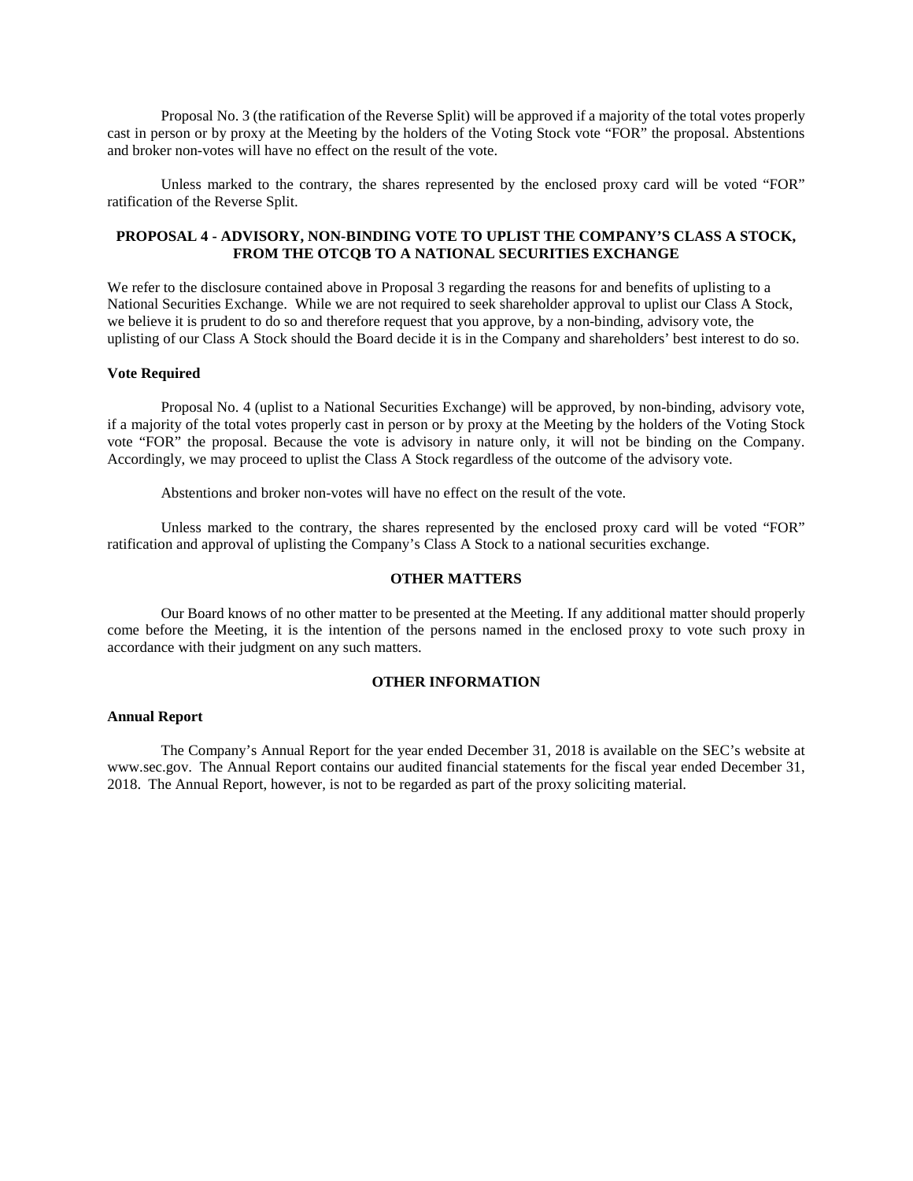Proposal No. 3 (the ratification of the Reverse Split) will be approved if a majority of the total votes properly cast in person or by proxy at the Meeting by the holders of the Voting Stock vote "FOR" the proposal. Abstentions and broker non-votes will have no effect on the result of the vote.

Unless marked to the contrary, the shares represented by the enclosed proxy card will be voted "FOR" ratification of the Reverse Split.

## PROPOSAL 4 - ADVISORY, NON-BINDING VOTE TO UPLIST THE COMPANY'S CLASS A STOCK, FROM THE OTCQB TO A NATIONAL SECURITIES EXCHANGE

We refer to the disclosure contained above in Proposal 3 regarding the reasons for and benefits of uplisting to a National Securities Exchange. While we are not required to seek shareholder approval to uplist our Class A Stock, we believe it is prudent to do so and therefore request that you approve, by a non-binding, advisory vote, the uplisting of our Class A Stock should the Board decide it is in the Company and shareholders' best interest to do so.

**Vote Required**

Proposal No. 4 (uplist to a National Securities Exchange) will be approved, by non-binding, advisory vote, if a majority of the total votes properly cast in person or by proxy at the Meeting by the holders of the Voting Stock vote "FOR" the proposal. Because the vote is advisory in nature only, it will not be binding on the Company. Accordingly, we may proceed to uplist the Class A Stock regardless of the outcome of the advisory vote.

Abstentions and broker non-votes will have no effect on the result of the vote.

Unless marked to the contrary, the shares represented by the enclosed proxy card will be voted "FOR" ratification and approval of uplisting the Company's Class A Stock to a national securities exchange.

## OTHER MATTERS

Our Board knows of no other matter to be presented at the Meeting. If any additional matter should properly come before the Meeting, it is the intention of the persons named in the enclosed proxy to vote such proxy in accordance with their judgment on any such matters.

## OTHER INFORMATION

**Annual Report**

The Company's Annual Report for the year ended December 31, 2018 is available on the SEC's website at www.sec.gov. The Annual Report contains our audited financial statements for the fiscal year ended December 31, 2018. The Annual Report, however, is not to be regarded as part of the proxy soliciting material.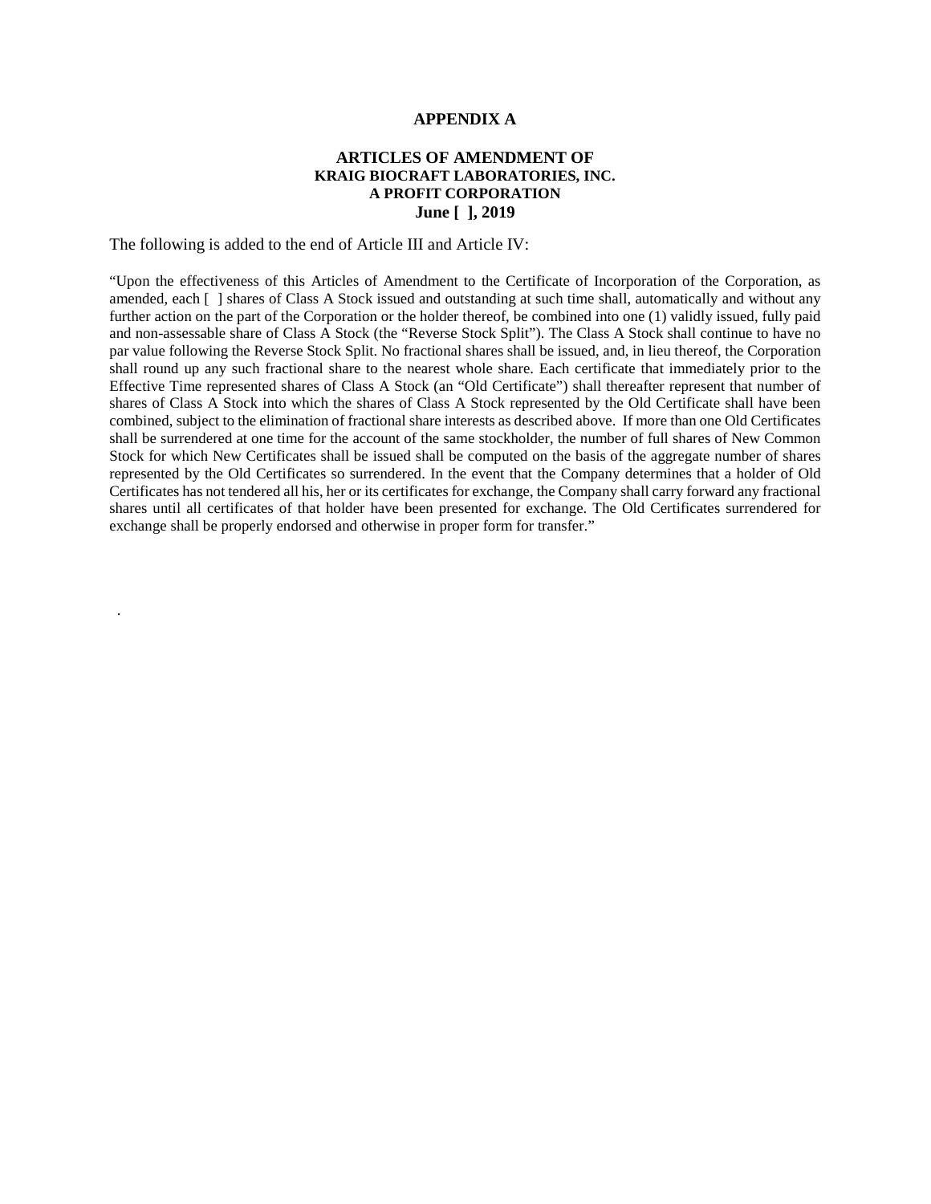**APPENDIX A**

**ARTICLES OF AMENDMENT OF**
**KRAIG BIOCRAFT LABORATORIES, INC.**
**A PROFIT CORPORATION**
**June [ ], 2019**

The following is added to the end of Article III and Article IV:

"Upon the effectiveness of this Articles of Amendment to the Certificate of Incorporation of the Corporation, as amended, each [ ] shares of Class A Stock issued and outstanding at such time shall, automatically and without any further action on the part of the Corporation or the holder thereof, be combined into one (1) validly issued, fully paid and non-assessable share of Class A Stock (the "Reverse Stock Split"). The Class A Stock shall continue to have no par value following the Reverse Stock Split. No fractional shares shall be issued, and, in lieu thereof, the Corporation shall round up any such fractional share to the nearest whole share. Each certificate that immediately prior to the Effective Time represented shares of Class A Stock (an "Old Certificate") shall thereafter represent that number of shares of Class A Stock into which the shares of Class A Stock represented by the Old Certificate shall have been combined, subject to the elimination of fractional share interests as described above. If more than one Old Certificates shall be surrendered at one time for the account of the same stockholder, the number of full shares of New Common Stock for which New Certificates shall be issued shall be computed on the basis of the aggregate number of shares represented by the Old Certificates so surrendered. In the event that the Company determines that a holder of Old Certificates has not tendered all his, her or its certificates for exchange, the Company shall carry forward any fractional shares until all certificates of that holder have been presented for exchange. The Old Certificates surrendered for exchange shall be properly endorsed and otherwise in proper form for transfer."